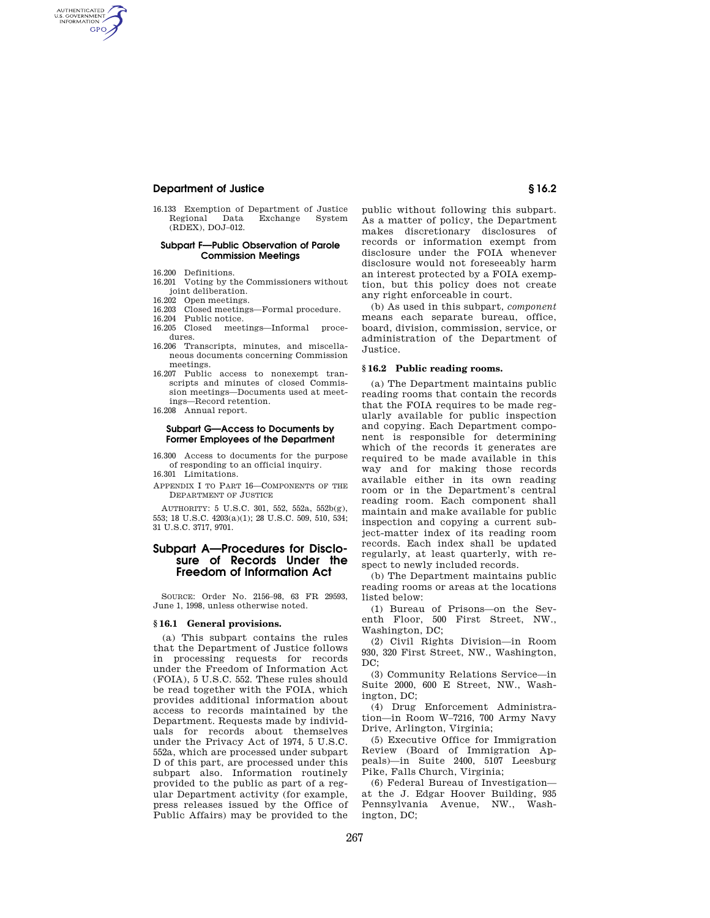16.133 Exemption of Department of Justice Regional Data Exchange System (RDEX), DOJ–012.

### Subpart F—Public Observation of Parole Commission Meetings

16.200 Definitions.
16.201 Voting by the Commissioners without joint deliberation.
16.202 Open meetings.
16.203 Closed meetings—Formal procedure.
16.204 Public notice.
16.205 Closed meetings—Informal procedures.
16.206 Transcripts, minutes, and miscellaneous documents concerning Commission meetings.
16.207 Public access to nonexempt transcripts and minutes of closed Commission meetings—Documents used at meetings—Record retention.
16.208 Annual report.

### Subpart G—Access to Documents by Former Employees of the Department

16.300 Access to documents for the purpose of responding to an official inquiry.
16.301 Limitations.

APPENDIX I TO PART 16—COMPONENTS OF THE DEPARTMENT OF JUSTICE

AUTHORITY: 5 U.S.C. 301, 552, 552a, 552b(g), 553; 18 U.S.C. 4203(a)(1); 28 U.S.C. 509, 510, 534; 31 U.S.C. 3717, 9701.

## Subpart A—Procedures for Disclosure of Records Under the Freedom of Information Act

SOURCE: Order No. 2156–98, 63 FR 29593, June 1, 1998, unless otherwise noted.

### § 16.1 General provisions.

(a) This subpart contains the rules that the Department of Justice follows in processing requests for records under the Freedom of Information Act (FOIA), 5 U.S.C. 552. These rules should be read together with the FOIA, which provides additional information about access to records maintained by the Department. Requests made by individuals for records about themselves under the Privacy Act of 1974, 5 U.S.C. 552a, which are processed under subpart D of this part, are processed under this subpart also. Information routinely provided to the public as part of a regular Department activity (for example, press releases issued by the Office of Public Affairs) may be provided to the public without following this subpart. As a matter of policy, the Department makes discretionary disclosures of records or information exempt from disclosure under the FOIA whenever disclosure would not foreseeably harm an interest protected by a FOIA exemption, but this policy does not create any right enforceable in court.

(b) As used in this subpart, *component* means each separate bureau, office, board, division, commission, service, or administration of the Department of Justice.

### § 16.2 Public reading rooms.

(a) The Department maintains public reading rooms that contain the records that the FOIA requires to be made regularly available for public inspection and copying. Each Department component is responsible for determining which of the records it generates are required to be made available in this way and for making those records available either in its own reading room or in the Department's central reading room. Each component shall maintain and make available for public inspection and copying a current subject-matter index of its reading room records. Each index shall be updated regularly, at least quarterly, with respect to newly included records.

(b) The Department maintains public reading rooms or areas at the locations listed below:

(1) Bureau of Prisons—on the Seventh Floor, 500 First Street, NW., Washington, DC;

(2) Civil Rights Division—in Room 930, 320 First Street, NW., Washington, DC;

(3) Community Relations Service—in Suite 2000, 600 E Street, NW., Washington, DC;

(4) Drug Enforcement Administration—in Room W–7216, 700 Army Navy Drive, Arlington, Virginia;

(5) Executive Office for Immigration Review (Board of Immigration Appeals)—in Suite 2400, 5107 Leesburg Pike, Falls Church, Virginia;

(6) Federal Bureau of Investigation—at the J. Edgar Hoover Building, 935 Pennsylvania Avenue, NW., Washington, DC;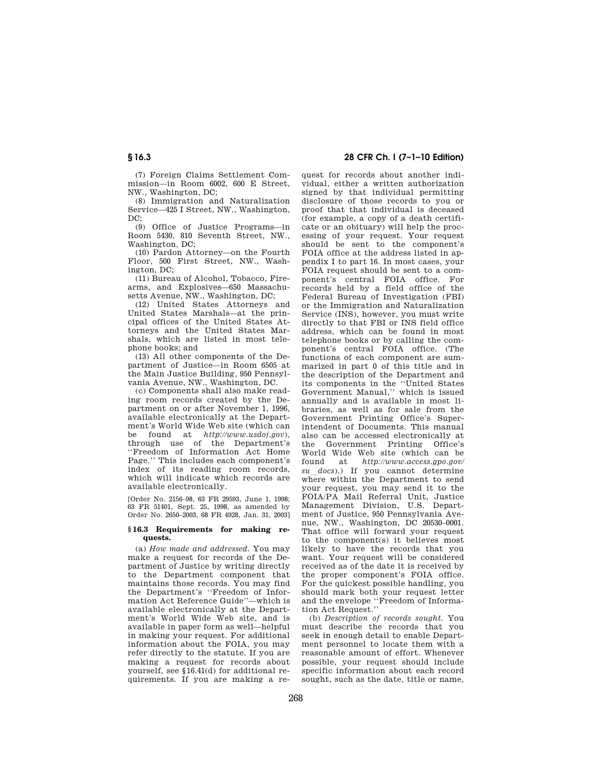(7) Foreign Claims Settlement Commission—in Room 6002, 600 E Street, NW., Washington, DC;

(8) Immigration and Naturalization Service—425 I Street, NW., Washington, DC;

(9) Office of Justice Programs—in Room 5430, 810 Seventh Street, NW., Washington, DC;

(10) Pardon Attorney—on the Fourth Floor, 500 First Street, NW., Washington, DC;

(11) Bureau of Alcohol, Tobacco, Firearms, and Explosives—650 Massachusetts Avenue, NW., Washington, DC;

(12) United States Attorneys and United States Marshals—at the principal offices of the United States Attorneys and the United States Marshals, which are listed in most telephone books; and

(13) All other components of the Department of Justice—in Room 6505 at the Main Justice Building, 950 Pennsylvania Avenue, NW., Washington, DC.

(c) Components shall also make reading room records created by the Department on or after November 1, 1996, available electronically at the Department's World Wide Web site (which can be found at *http://www.usdoj.gov*), through use of the Department's ''Freedom of Information Act Home Page.'' This includes each component's index of its reading room records, which will indicate which records are available electronically.

[Order No. 2156–98, 63 FR 29593, June 1, 1998; 63 FR 51401, Sept. 25, 1998, as amended by Order No. 2650–2003, 68 FR 4928, Jan. 31, 2003]

### § 16.3 Requirements for making requests.

(a) *How made and addressed.* You may make a request for records of the Department of Justice by writing directly to the Department component that maintains those records. You may find the Department's ''Freedom of Information Act Reference Guide''—which is available electronically at the Department's World Wide Web site, and is available in paper form as well—helpful in making your request. For additional information about the FOIA, you may refer directly to the statute. If you are making a request for records about yourself, see §16.41(d) for additional requirements. If you are making a request for records about another individual, either a written authorization signed by that individual permitting disclosure of those records to you or proof that that individual is deceased (for example, a copy of a death certificate or an obituary) will help the processing of your request. Your request should be sent to the component's FOIA office at the address listed in appendix I to part 16. In most cases, your FOIA request should be sent to a component's central FOIA office. For records held by a field office of the Federal Bureau of Investigation (FBI) or the Immigration and Naturalization Service (INS), however, you must write directly to that FBI or INS field office address, which can be found in most telephone books or by calling the component's central FOIA office. (The functions of each component are summarized in part 0 of this title and in the description of the Department and its components in the ''United States Government Manual,'' which is issued annually and is available in most libraries, as well as for sale from the Government Printing Office's Superintendent of Documents. This manual also can be accessed electronically at the Government Printing Office's World Wide Web site (which can be found at *http://www.access.gpo.gov/su_docs*).) If you cannot determine where within the Department to send your request, you may send it to the FOIA/PA Mail Referral Unit, Justice Management Division, U.S. Department of Justice, 950 Pennsylvania Avenue, NW., Washington, DC 20530–0001. That office will forward your request to the component(s) it believes most likely to have the records that you want. Your request will be considered received as of the date it is received by the proper component's FOIA office. For the quickest possible handling, you should mark both your request letter and the envelope ''Freedom of Information Act Request.''

(b) *Description of records sought.* You must describe the records that you seek in enough detail to enable Department personnel to locate them with a reasonable amount of effort. Whenever possible, your request should include specific information about each record sought, such as the date, title or name,